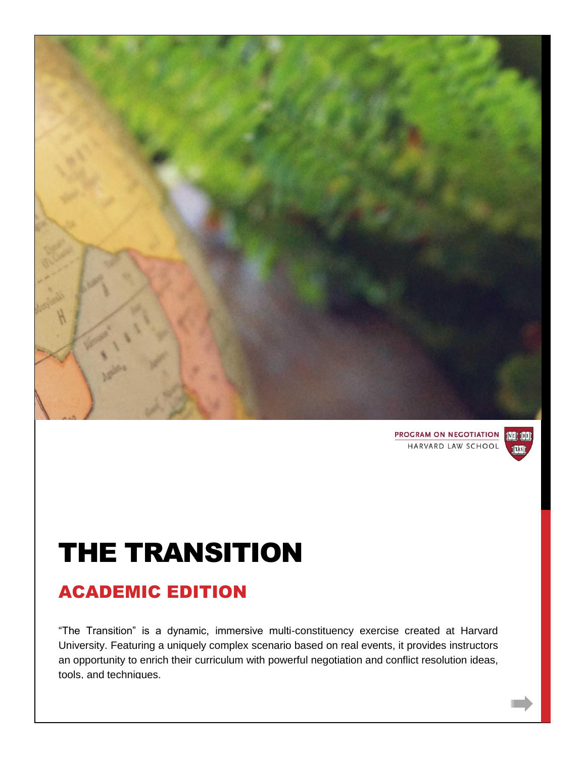PROGRAM ON NEGOTIATION
HARVARD LAW SCHOOL

# THE TRANSITION

## ACADEMIC EDITION

"The Transition" is a dynamic, immersive multi-constituency exercise created at Harvard University. Featuring a uniquely complex scenario based on real events, it provides instructors an opportunity to enrich their curriculum with powerful negotiation and conflict resolution ideas, tools, and techniques.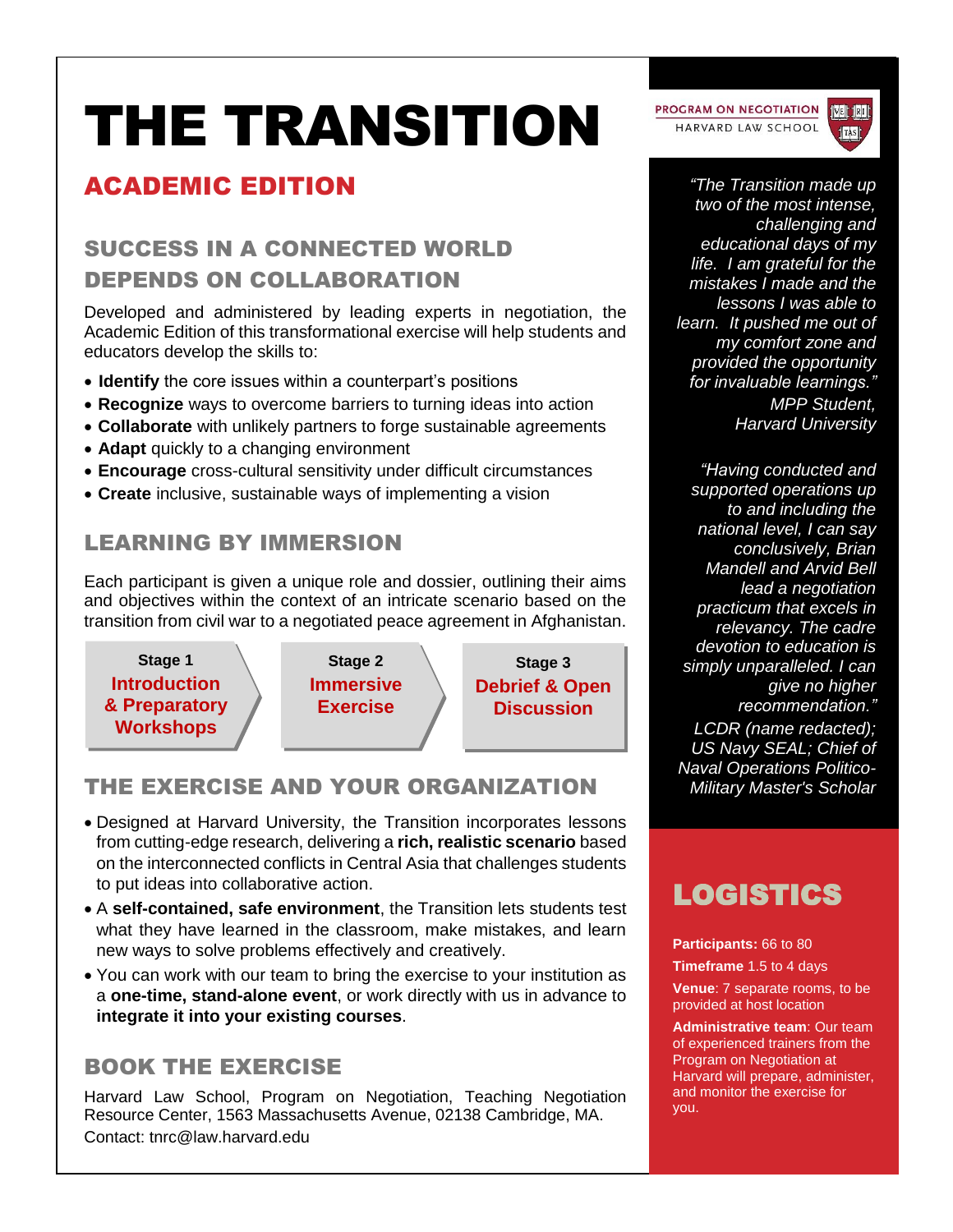# THE TRANSITION

## ACADEMIC EDITION

### SUCCESS IN A CONNECTED WORLD DEPENDS ON COLLABORATION

Developed and administered by leading experts in negotiation, the Academic Edition of this transformational exercise will help students and educators develop the skills to:

- **Identify** the core issues within a counterpart's positions
- **Recognize** ways to overcome barriers to turning ideas into action
- **Collaborate** with unlikely partners to forge sustainable agreements
- **Adapt** quickly to a changing environment
- **Encourage** cross-cultural sensitivity under difficult circumstances
- **Create** inclusive, sustainable ways of implementing a vision

### LEARNING BY IMMERSION

Each participant is given a unique role and dossier, outlining their aims and objectives within the context of an intricate scenario based on the transition from civil war to a negotiated peace agreement in Afghanistan.

**Stage 1**
**Introduction & Preparatory Workshops**

**Stage 2**
**Immersive Exercise**

**Stage 3**
**Debrief & Open Discussion**

### THE EXERCISE AND YOUR ORGANIZATION

- Designed at Harvard University, the Transition incorporates lessons from cutting-edge research, delivering a **rich, realistic scenario** based on the interconnected conflicts in Central Asia that challenges students to put ideas into collaborative action.
- A **self-contained, safe environment**, the Transition lets students test what they have learned in the classroom, make mistakes, and learn new ways to solve problems effectively and creatively.
- You can work with our team to bring the exercise to your institution as a **one-time, stand-alone event**, or work directly with us in advance to **integrate it into your existing courses**.

### BOOK THE EXERCISE

Harvard Law School, Program on Negotiation, Teaching Negotiation Resource Center, 1563 Massachusetts Avenue, 02138 Cambridge, MA.
Contact: tnrc@law.harvard.edu

PROGRAM ON NEGOTIATION
HARVARD LAW SCHOOL

*"The Transition made up two of the most intense, challenging and educational days of my life. I am grateful for the mistakes I made and the lessons I was able to learn. It pushed me out of my comfort zone and provided the opportunity for invaluable learnings."*
*MPP Student, Harvard University*

*"Having conducted and supported operations up to and including the national level, I can say conclusively, Brian Mandell and Arvid Bell lead a negotiation practicum that excels in relevancy. The cadre devotion to education is simply unparalleled. I can give no higher recommendation."*
*LCDR (name redacted); US Navy SEAL; Chief of Naval Operations Politico-Military Master's Scholar*

## LOGISTICS

**Participants:** 66 to 80

**Timeframe** 1.5 to 4 days

**Venue**: 7 separate rooms, to be provided at host location

**Administrative team**: Our team of experienced trainers from the Program on Negotiation at Harvard will prepare, administer, and monitor the exercise for you.